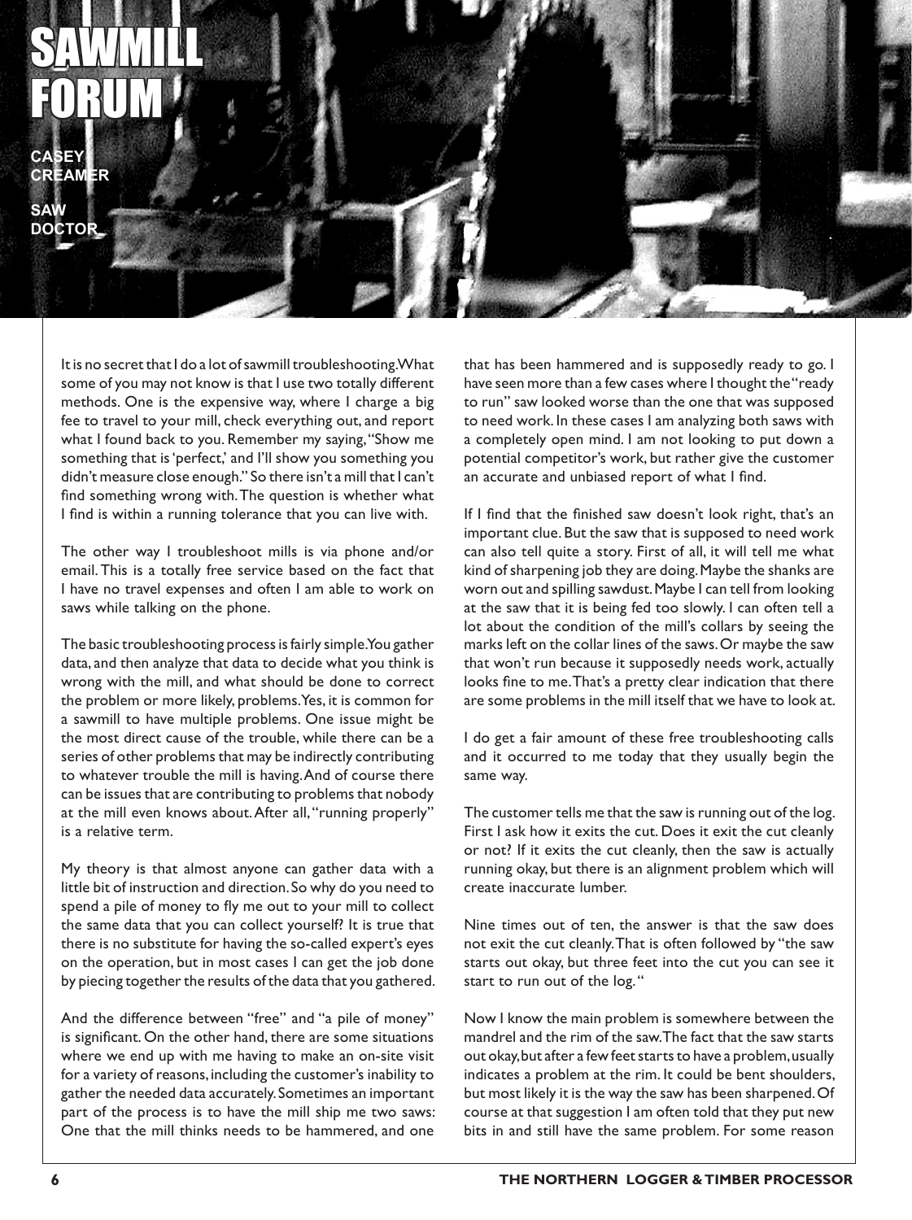# SAWMILL FORUM

**CASEY CREAMER**

**SAW DOCTOR**

It is no secret that I do a lot of sawmill troubleshooting. What some of you may not know is that I use two totally different methods. One is the expensive way, where I charge a big fee to travel to your mill, check everything out, and report what I found back to you. Remember my saying, "Show me something that is 'perfect,' and I'll show you something you didn't measure close enough." So there isn't a mill that I can't find something wrong with. The question is whether what I find is within a running tolerance that you can live with.

The other way I troubleshoot mills is via phone and/or email. This is a totally free service based on the fact that I have no travel expenses and often I am able to work on saws while talking on the phone.

The basic troubleshooting process is fairly simple. You gather data, and then analyze that data to decide what you think is wrong with the mill, and what should be done to correct the problem or more likely, problems. Yes, it is common for a sawmill to have multiple problems. One issue might be the most direct cause of the trouble, while there can be a series of other problems that may be indirectly contributing to whatever trouble the mill is having. And of course there can be issues that are contributing to problems that nobody at the mill even knows about. After all, "running properly" is a relative term.

My theory is that almost anyone can gather data with a little bit of instruction and direction. So why do you need to spend a pile of money to fly me out to your mill to collect the same data that you can collect yourself? It is true that there is no substitute for having the so-called expert's eyes on the operation, but in most cases I can get the job done by piecing together the results of the data that you gathered.

And the difference between "free" and "a pile of money" is significant. On the other hand, there are some situations where we end up with me having to make an on-site visit for a variety of reasons, including the customer's inability to gather the needed data accurately. Sometimes an important part of the process is to have the mill ship me two saws: One that the mill thinks needs to be hammered, and one that has been hammered and is supposedly ready to go. I have seen more than a few cases where I thought the "ready to run" saw looked worse than the one that was supposed to need work. In these cases I am analyzing both saws with a completely open mind. I am not looking to put down a potential competitor's work, but rather give the customer an accurate and unbiased report of what I find.

If I find that the finished saw doesn't look right, that's an important clue. But the saw that is supposed to need work can also tell quite a story. First of all, it will tell me what kind of sharpening job they are doing. Maybe the shanks are worn out and spilling sawdust. Maybe I can tell from looking at the saw that it is being fed too slowly. I can often tell a lot about the condition of the mill's collars by seeing the marks left on the collar lines of the saws. Or maybe the saw that won't run because it supposedly needs work, actually looks fine to me. That's a pretty clear indication that there are some problems in the mill itself that we have to look at.

I do get a fair amount of these free troubleshooting calls and it occurred to me today that they usually begin the same way.

The customer tells me that the saw is running out of the log. First I ask how it exits the cut. Does it exit the cut cleanly or not? If it exits the cut cleanly, then the saw is actually running okay, but there is an alignment problem which will create inaccurate lumber.

Nine times out of ten, the answer is that the saw does not exit the cut cleanly. That is often followed by "the saw starts out okay, but three feet into the cut you can see it start to run out of the log."

Now I know the main problem is somewhere between the mandrel and the rim of the saw. The fact that the saw starts out okay, but after a few feet starts to have a problem, usually indicates a problem at the rim. It could be bent shoulders, but most likely it is the way the saw has been sharpened. Of course at that suggestion I am often told that they put new bits in and still have the same problem. For some reason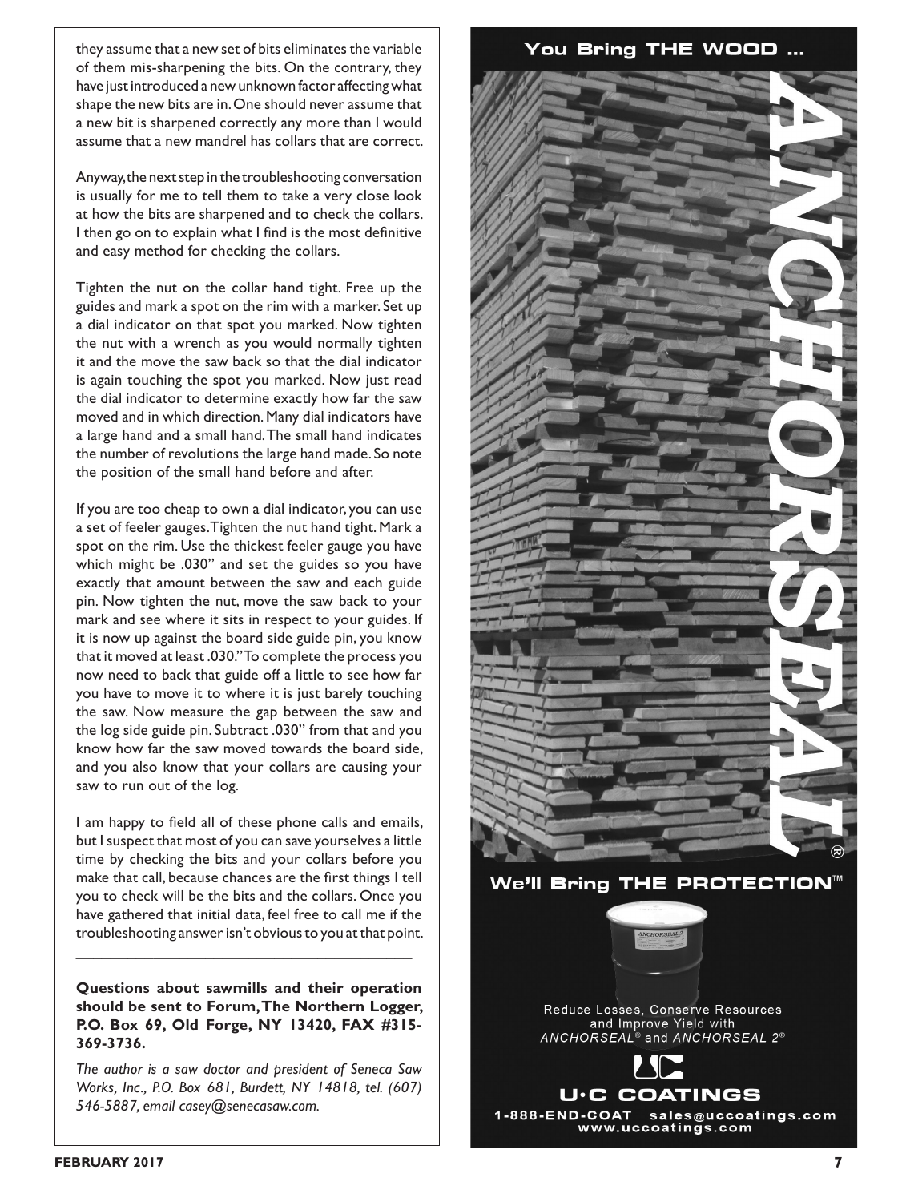they assume that a new set of bits eliminates the variable of them mis-sharpening the bits. On the contrary, they have just introduced a new unknown factor affecting what shape the new bits are in. One should never assume that a new bit is sharpened correctly any more than I would assume that a new mandrel has collars that are correct.

Anyway, the next step in the troubleshooting conversation is usually for me to tell them to take a very close look at how the bits are sharpened and to check the collars. I then go on to explain what I find is the most definitive and easy method for checking the collars.

Tighten the nut on the collar hand tight. Free up the guides and mark a spot on the rim with a marker. Set up a dial indicator on that spot you marked. Now tighten the nut with a wrench as you would normally tighten it and the move the saw back so that the dial indicator is again touching the spot you marked. Now just read the dial indicator to determine exactly how far the saw moved and in which direction. Many dial indicators have a large hand and a small hand. The small hand indicates the number of revolutions the large hand made. So note the position of the small hand before and after.

If you are too cheap to own a dial indicator, you can use a set of feeler gauges. Tighten the nut hand tight. Mark a spot on the rim. Use the thickest feeler gauge you have which might be .030" and set the guides so you have exactly that amount between the saw and each guide pin. Now tighten the nut, move the saw back to your mark and see where it sits in respect to your guides. If it is now up against the board side guide pin, you know that it moved at least .030." To complete the process you now need to back that guide off a little to see how far you have to move it to where it is just barely touching the saw. Now measure the gap between the saw and the log side guide pin. Subtract .030" from that and you know how far the saw moved towards the board side, and you also know that your collars are causing your saw to run out of the log.

I am happy to field all of these phone calls and emails, but I suspect that most of you can save yourselves a little time by checking the bits and your collars before you make that call, because chances are the first things I tell you to check will be the bits and the collars. Once you have gathered that initial data, feel free to call me if the troubleshooting answer isn't obvious to you at that point.

---

**Questions about sawmills and their operation should be sent to Forum, The Northern Logger, P.O. Box 69, Old Forge, NY 13420, FAX #315-369-3736.**

*The author is a saw doctor and president of Seneca Saw Works, Inc., P.O. Box 681, Burdett, NY 14818, tel. (607) 546-5887, email casey@senecasaw.com.*

You Bring THE WOOD ...

ANCHORSEAL®

We'll Bring THE PROTECTION™

Reduce Losses, Conserve Resources and Improve Yield with *ANCHORSEAL®* and *ANCHORSEAL 2®*

U·C COATINGS

1-888-END-COAT sales@uccoatings.com
www.uccoatings.com